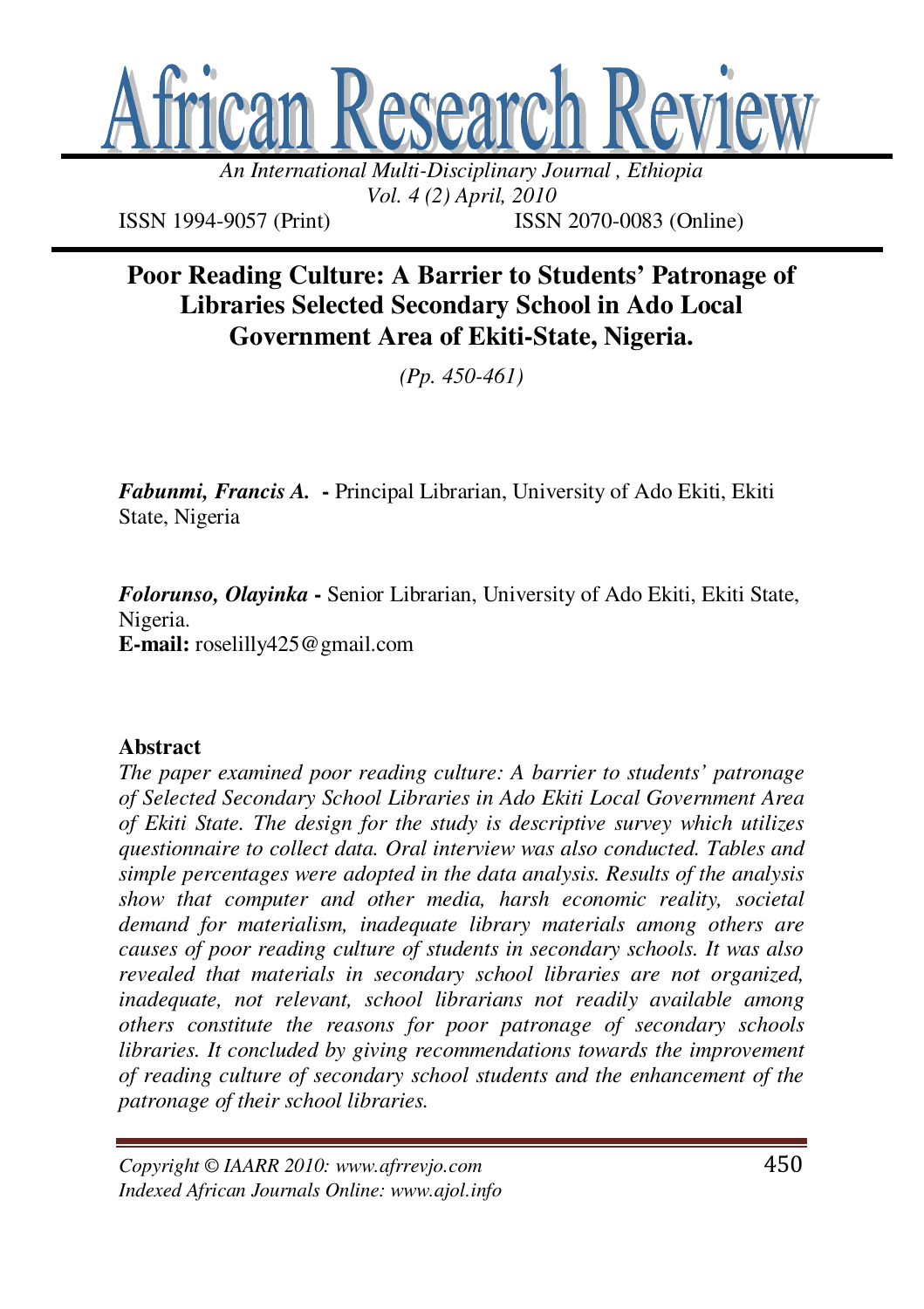# Poor Reading Culture: A Barrier to Students' Patronage of Libraries Selected Secondary School in Ado Local Government Area of Ekiti-State, Nigeria.

*(Pp. 450-461)*

***Fabunmi, Francis A.*** **-** Principal Librarian, University of Ado Ekiti, Ekiti State, Nigeria

***Folorunso, Olayinka*** **-** Senior Librarian, University of Ado Ekiti, Ekiti State, Nigeria.
**E-mail:** roselilly425@gmail.com

## Abstract

*The paper examined poor reading culture: A barrier to students' patronage of Selected Secondary School Libraries in Ado Ekiti Local Government Area of Ekiti State. The design for the study is descriptive survey which utilizes questionnaire to collect data. Oral interview was also conducted. Tables and simple percentages were adopted in the data analysis. Results of the analysis show that computer and other media, harsh economic reality, societal demand for materialism, inadequate library materials among others are causes of poor reading culture of students in secondary schools. It was also revealed that materials in secondary school libraries are not organized, inadequate, not relevant, school librarians not readily available among others constitute the reasons for poor patronage of secondary schools libraries. It concluded by giving recommendations towards the improvement of reading culture of secondary school students and the enhancement of the patronage of their school libraries.*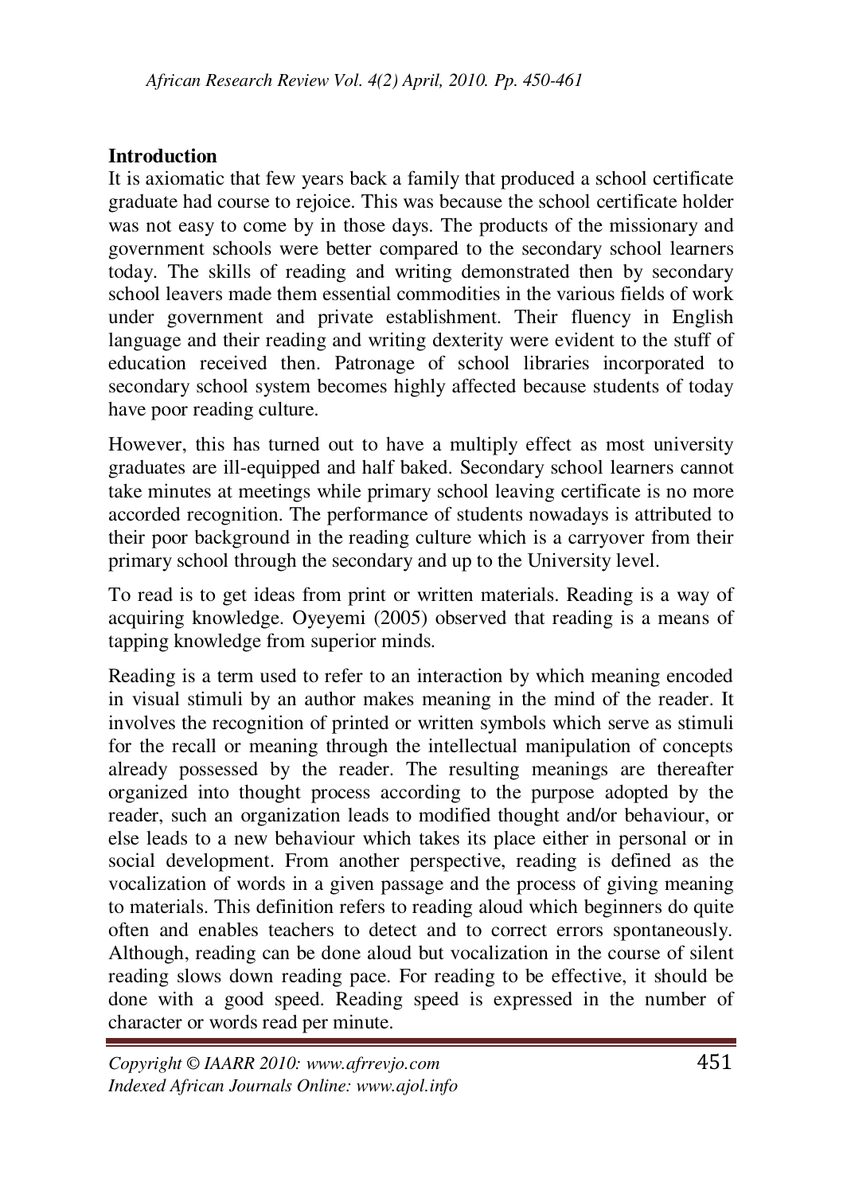## Introduction

It is axiomatic that few years back a family that produced a school certificate graduate had course to rejoice. This was because the school certificate holder was not easy to come by in those days. The products of the missionary and government schools were better compared to the secondary school learners today. The skills of reading and writing demonstrated then by secondary school leavers made them essential commodities in the various fields of work under government and private establishment. Their fluency in English language and their reading and writing dexterity were evident to the stuff of education received then. Patronage of school libraries incorporated to secondary school system becomes highly affected because students of today have poor reading culture.

However, this has turned out to have a multiply effect as most university graduates are ill-equipped and half baked. Secondary school learners cannot take minutes at meetings while primary school leaving certificate is no more accorded recognition. The performance of students nowadays is attributed to their poor background in the reading culture which is a carryover from their primary school through the secondary and up to the University level.

To read is to get ideas from print or written materials. Reading is a way of acquiring knowledge. Oyeyemi (2005) observed that reading is a means of tapping knowledge from superior minds.

Reading is a term used to refer to an interaction by which meaning encoded in visual stimuli by an author makes meaning in the mind of the reader. It involves the recognition of printed or written symbols which serve as stimuli for the recall or meaning through the intellectual manipulation of concepts already possessed by the reader. The resulting meanings are thereafter organized into thought process according to the purpose adopted by the reader, such an organization leads to modified thought and/or behaviour, or else leads to a new behaviour which takes its place either in personal or in social development. From another perspective, reading is defined as the vocalization of words in a given passage and the process of giving meaning to materials. This definition refers to reading aloud which beginners do quite often and enables teachers to detect and to correct errors spontaneously. Although, reading can be done aloud but vocalization in the course of silent reading slows down reading pace. For reading to be effective, it should be done with a good speed. Reading speed is expressed in the number of character or words read per minute.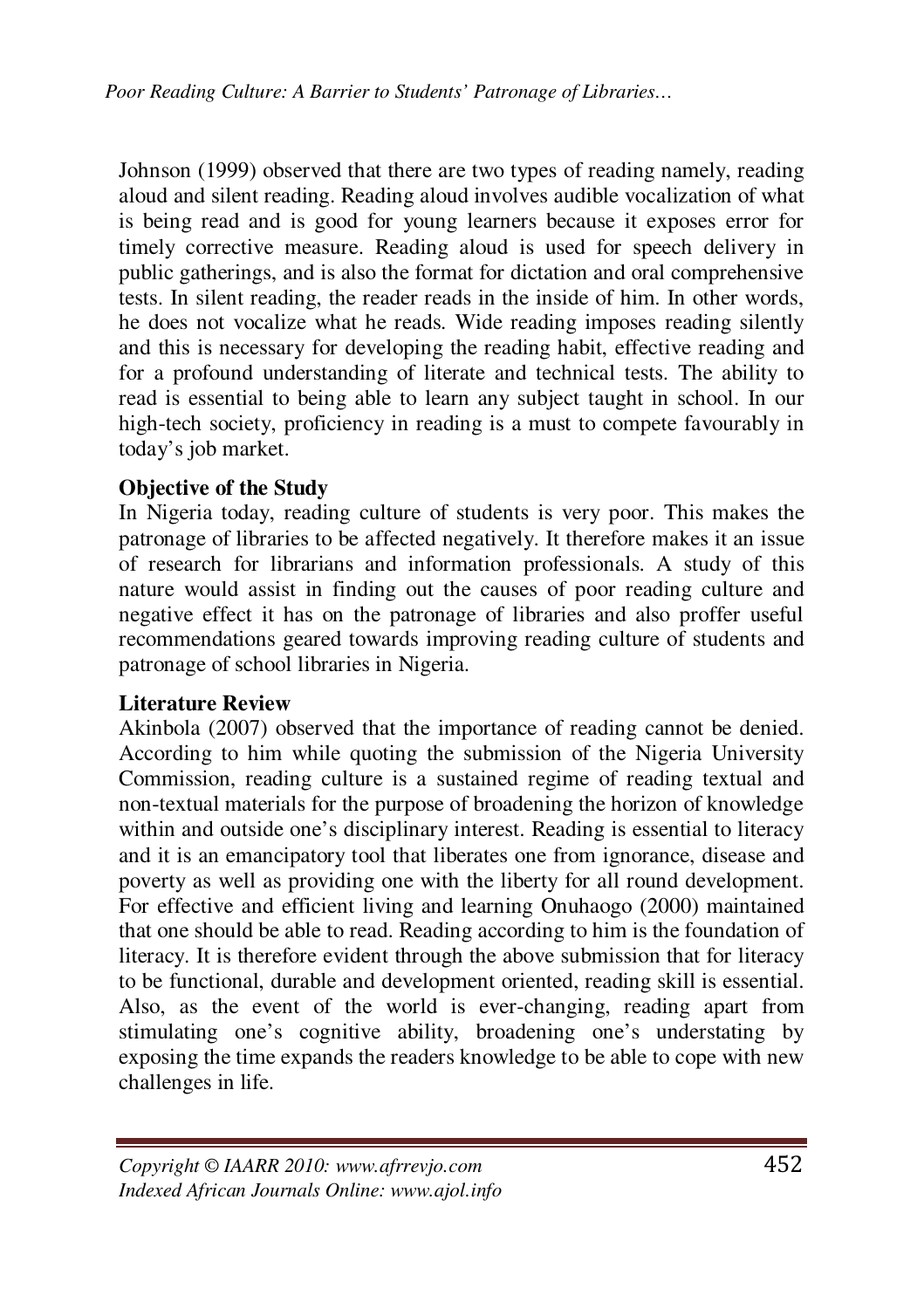Johnson (1999) observed that there are two types of reading namely, reading aloud and silent reading. Reading aloud involves audible vocalization of what is being read and is good for young learners because it exposes error for timely corrective measure. Reading aloud is used for speech delivery in public gatherings, and is also the format for dictation and oral comprehensive tests. In silent reading, the reader reads in the inside of him. In other words, he does not vocalize what he reads. Wide reading imposes reading silently and this is necessary for developing the reading habit, effective reading and for a profound understanding of literate and technical tests. The ability to read is essential to being able to learn any subject taught in school. In our high-tech society, proficiency in reading is a must to compete favourably in today's job market.

**Objective of the Study**

In Nigeria today, reading culture of students is very poor. This makes the patronage of libraries to be affected negatively. It therefore makes it an issue of research for librarians and information professionals. A study of this nature would assist in finding out the causes of poor reading culture and negative effect it has on the patronage of libraries and also proffer useful recommendations geared towards improving reading culture of students and patronage of school libraries in Nigeria.

**Literature Review**

Akinbola (2007) observed that the importance of reading cannot be denied. According to him while quoting the submission of the Nigeria University Commission, reading culture is a sustained regime of reading textual and non-textual materials for the purpose of broadening the horizon of knowledge within and outside one's disciplinary interest. Reading is essential to literacy and it is an emancipatory tool that liberates one from ignorance, disease and poverty as well as providing one with the liberty for all round development. For effective and efficient living and learning Onuhaogo (2000) maintained that one should be able to read. Reading according to him is the foundation of literacy. It is therefore evident through the above submission that for literacy to be functional, durable and development oriented, reading skill is essential. Also, as the event of the world is ever-changing, reading apart from stimulating one's cognitive ability, broadening one's understating by exposing the time expands the readers knowledge to be able to cope with new challenges in life.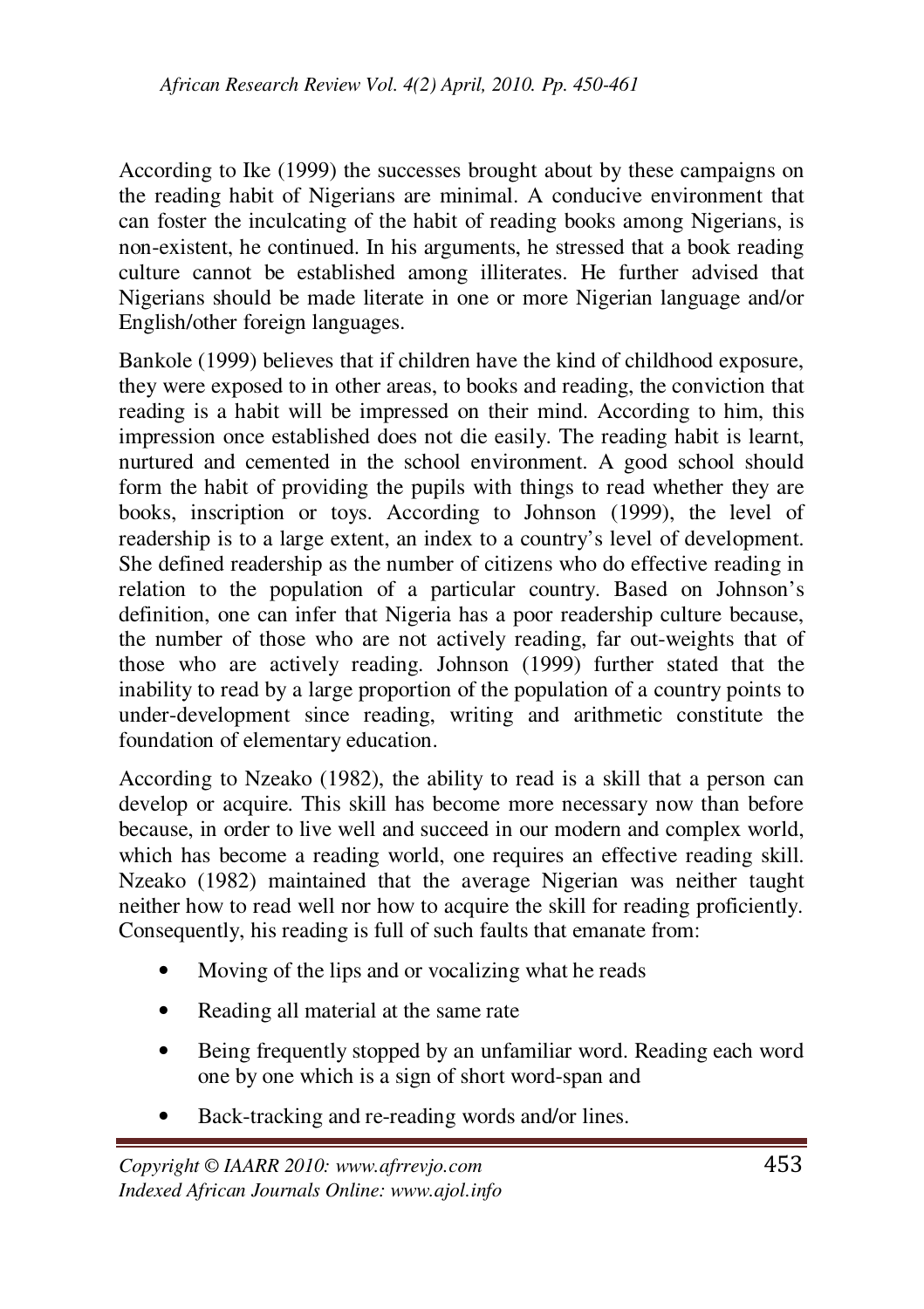According to Ike (1999) the successes brought about by these campaigns on the reading habit of Nigerians are minimal. A conducive environment that can foster the inculcating of the habit of reading books among Nigerians, is non-existent, he continued. In his arguments, he stressed that a book reading culture cannot be established among illiterates. He further advised that Nigerians should be made literate in one or more Nigerian language and/or English/other foreign languages.

Bankole (1999) believes that if children have the kind of childhood exposure, they were exposed to in other areas, to books and reading, the conviction that reading is a habit will be impressed on their mind. According to him, this impression once established does not die easily. The reading habit is learnt, nurtured and cemented in the school environment. A good school should form the habit of providing the pupils with things to read whether they are books, inscription or toys. According to Johnson (1999), the level of readership is to a large extent, an index to a country's level of development. She defined readership as the number of citizens who do effective reading in relation to the population of a particular country. Based on Johnson's definition, one can infer that Nigeria has a poor readership culture because, the number of those who are not actively reading, far out-weights that of those who are actively reading. Johnson (1999) further stated that the inability to read by a large proportion of the population of a country points to under-development since reading, writing and arithmetic constitute the foundation of elementary education.

According to Nzeako (1982), the ability to read is a skill that a person can develop or acquire. This skill has become more necessary now than before because, in order to live well and succeed in our modern and complex world, which has become a reading world, one requires an effective reading skill. Nzeako (1982) maintained that the average Nigerian was neither taught neither how to read well nor how to acquire the skill for reading proficiently. Consequently, his reading is full of such faults that emanate from:

- Moving of the lips and or vocalizing what he reads
- Reading all material at the same rate
- Being frequently stopped by an unfamiliar word. Reading each word one by one which is a sign of short word-span and
- Back-tracking and re-reading words and/or lines.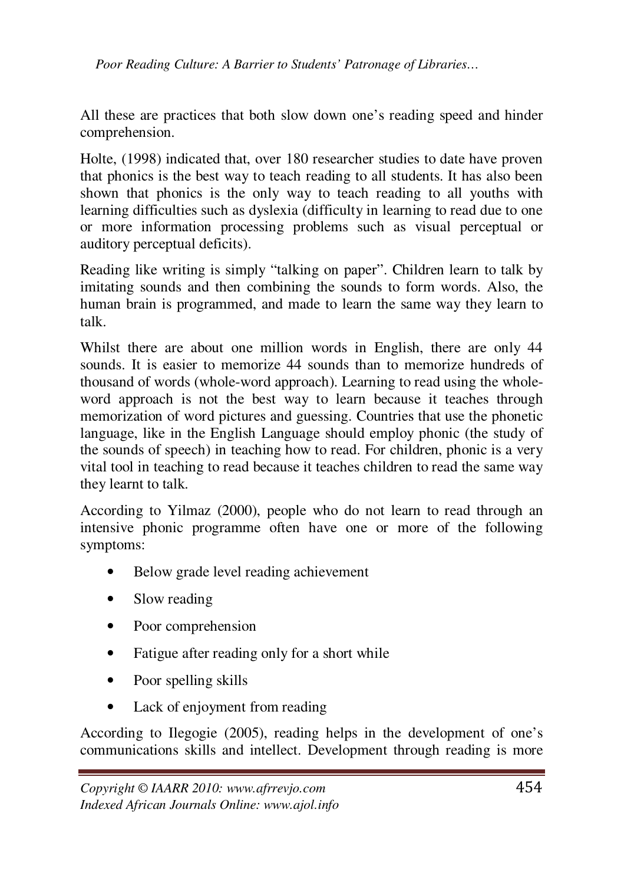All these are practices that both slow down one's reading speed and hinder comprehension.

Holte, (1998) indicated that, over 180 researcher studies to date have proven that phonics is the best way to teach reading to all students. It has also been shown that phonics is the only way to teach reading to all youths with learning difficulties such as dyslexia (difficulty in learning to read due to one or more information processing problems such as visual perceptual or auditory perceptual deficits).

Reading like writing is simply "talking on paper". Children learn to talk by imitating sounds and then combining the sounds to form words. Also, the human brain is programmed, and made to learn the same way they learn to talk.

Whilst there are about one million words in English, there are only 44 sounds. It is easier to memorize 44 sounds than to memorize hundreds of thousand of words (whole-word approach). Learning to read using the whole-word approach is not the best way to learn because it teaches through memorization of word pictures and guessing. Countries that use the phonetic language, like in the English Language should employ phonic (the study of the sounds of speech) in teaching how to read. For children, phonic is a very vital tool in teaching to read because it teaches children to read the same way they learnt to talk.

According to Yilmaz (2000), people who do not learn to read through an intensive phonic programme often have one or more of the following symptoms:

- Below grade level reading achievement
- Slow reading
- Poor comprehension
- Fatigue after reading only for a short while
- Poor spelling skills
- Lack of enjoyment from reading

According to Ilegogie (2005), reading helps in the development of one's communications skills and intellect. Development through reading is more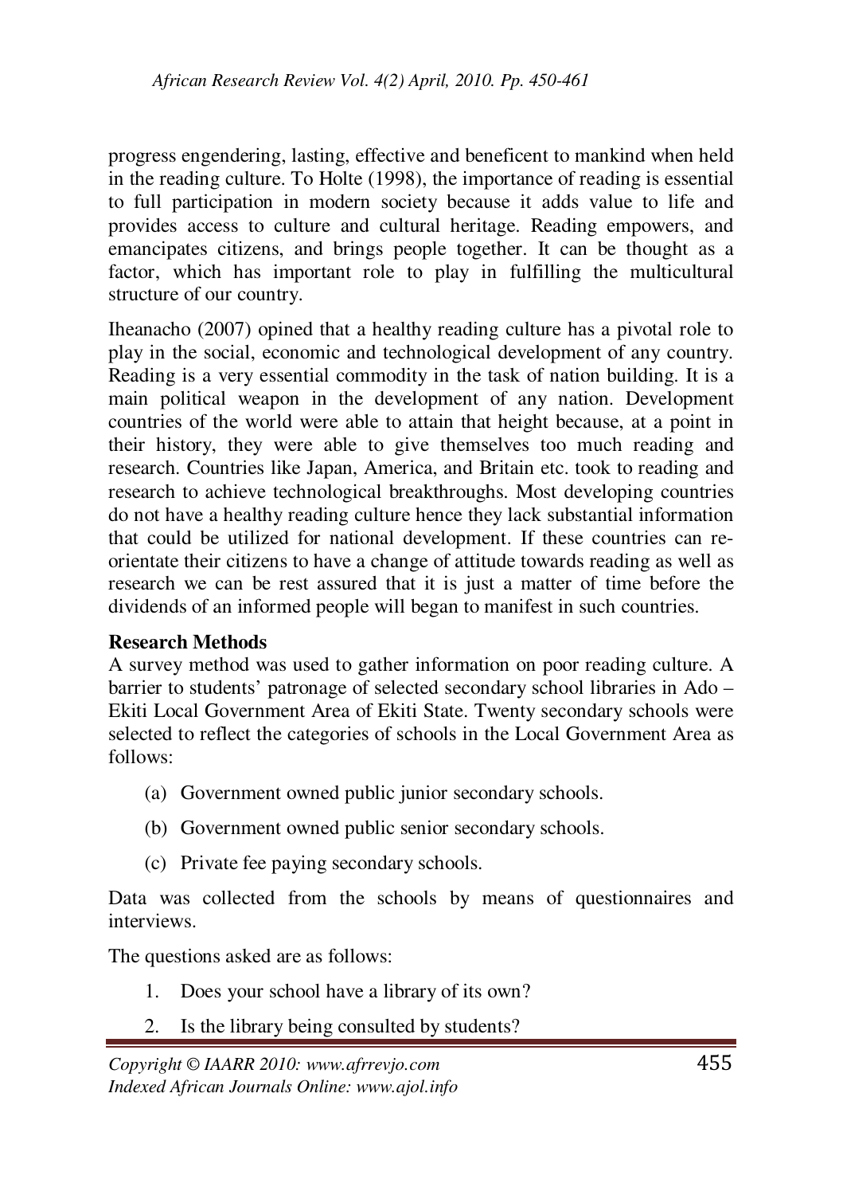progress engendering, lasting, effective and beneficent to mankind when held in the reading culture. To Holte (1998), the importance of reading is essential to full participation in modern society because it adds value to life and provides access to culture and cultural heritage. Reading empowers, and emancipates citizens, and brings people together. It can be thought as a factor, which has important role to play in fulfilling the multicultural structure of our country.

Iheanacho (2007) opined that a healthy reading culture has a pivotal role to play in the social, economic and technological development of any country. Reading is a very essential commodity in the task of nation building. It is a main political weapon in the development of any nation. Development countries of the world were able to attain that height because, at a point in their history, they were able to give themselves too much reading and research. Countries like Japan, America, and Britain etc. took to reading and research to achieve technological breakthroughs. Most developing countries do not have a healthy reading culture hence they lack substantial information that could be utilized for national development. If these countries can re-orientate their citizens to have a change of attitude towards reading as well as research we can be rest assured that it is just a matter of time before the dividends of an informed people will began to manifest in such countries.

**Research Methods**

A survey method was used to gather information on poor reading culture. A barrier to students' patronage of selected secondary school libraries in Ado – Ekiti Local Government Area of Ekiti State. Twenty secondary schools were selected to reflect the categories of schools in the Local Government Area as follows:

(a) Government owned public junior secondary schools.

(b) Government owned public senior secondary schools.

(c) Private fee paying secondary schools.

Data was collected from the schools by means of questionnaires and interviews.

The questions asked are as follows:

1. Does your school have a library of its own?
2. Is the library being consulted by students?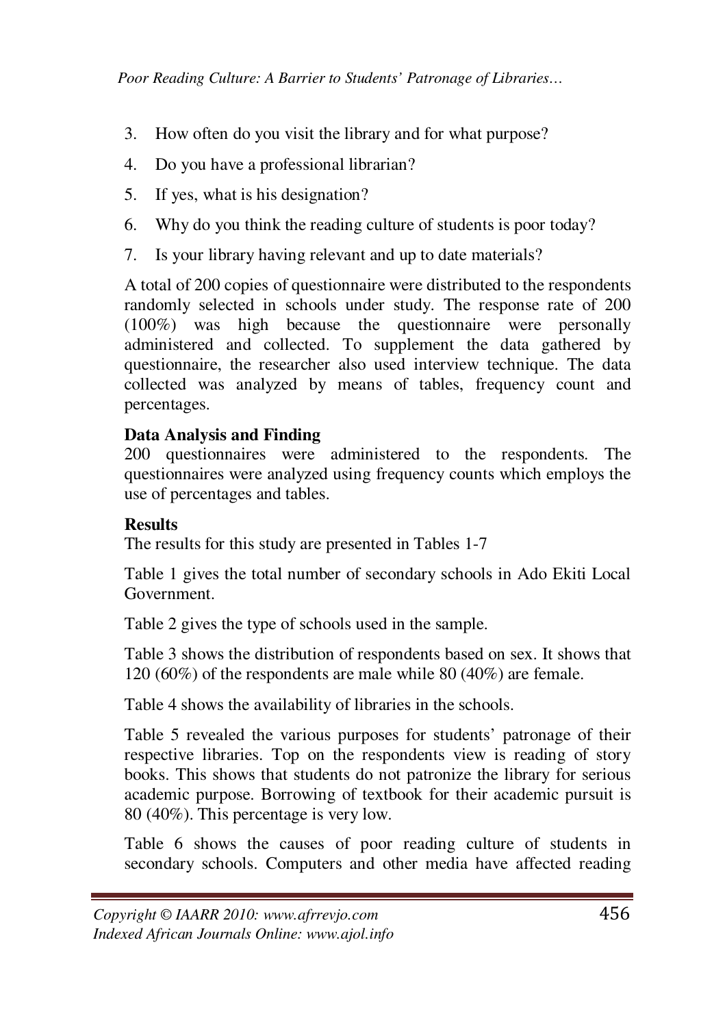3. How often do you visit the library and for what purpose?
4. Do you have a professional librarian?
5. If yes, what is his designation?
6. Why do you think the reading culture of students is poor today?
7. Is your library having relevant and up to date materials?

A total of 200 copies of questionnaire were distributed to the respondents randomly selected in schools under study. The response rate of 200 (100%) was high because the questionnaire were personally administered and collected. To supplement the data gathered by questionnaire, the researcher also used interview technique. The data collected was analyzed by means of tables, frequency count and percentages.

**Data Analysis and Finding**

200 questionnaires were administered to the respondents. The questionnaires were analyzed using frequency counts which employs the use of percentages and tables.

**Results**

The results for this study are presented in Tables 1-7

Table 1 gives the total number of secondary schools in Ado Ekiti Local Government.

Table 2 gives the type of schools used in the sample.

Table 3 shows the distribution of respondents based on sex. It shows that 120 (60%) of the respondents are male while 80 (40%) are female.

Table 4 shows the availability of libraries in the schools.

Table 5 revealed the various purposes for students' patronage of their respective libraries. Top on the respondents view is reading of story books. This shows that students do not patronize the library for serious academic purpose. Borrowing of textbook for their academic pursuit is 80 (40%). This percentage is very low.

Table 6 shows the causes of poor reading culture of students in secondary schools. Computers and other media have affected reading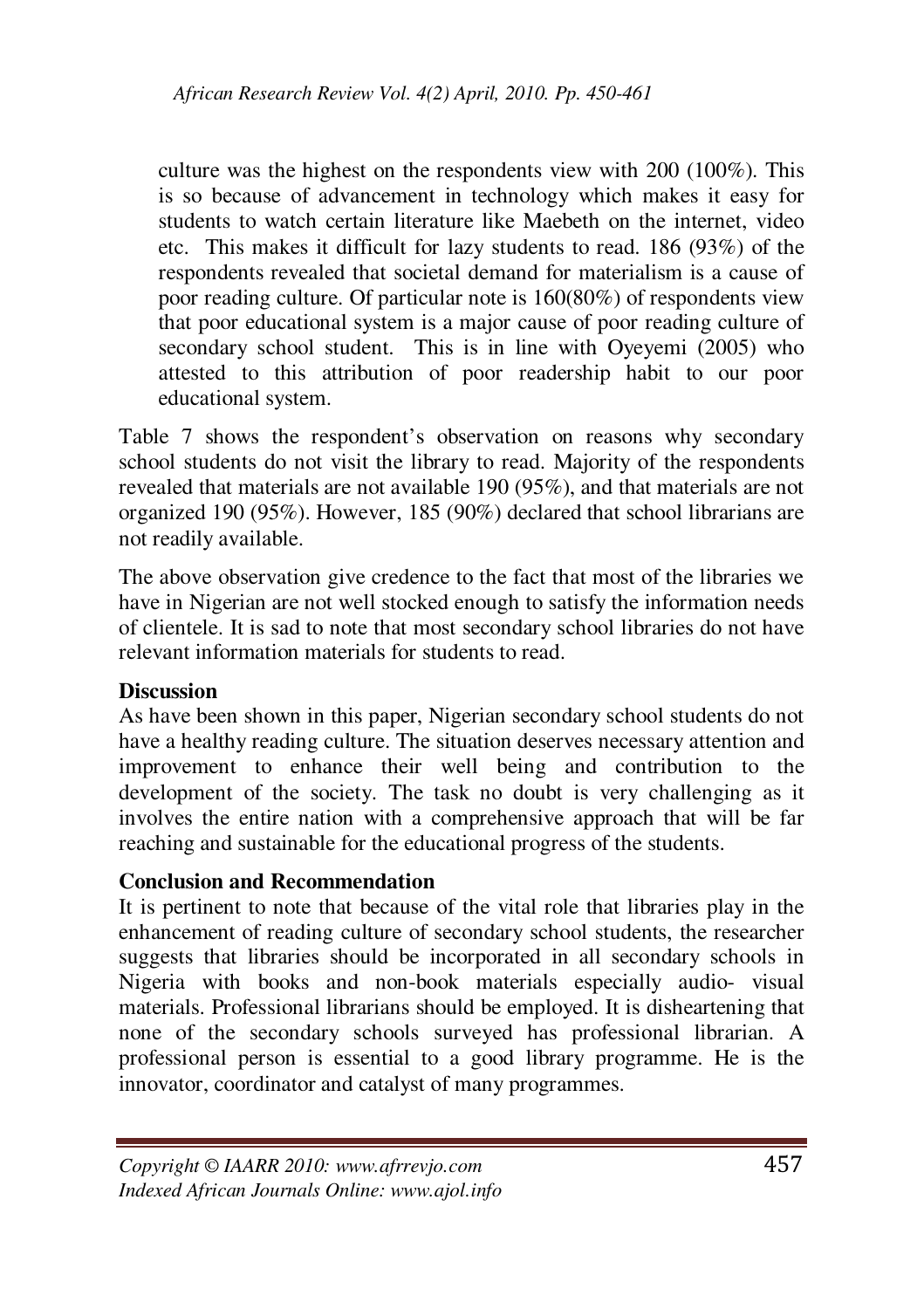culture was the highest on the respondents view with 200 (100%). This is so because of advancement in technology which makes it easy for students to watch certain literature like Maebeth on the internet, video etc. This makes it difficult for lazy students to read. 186 (93%) of the respondents revealed that societal demand for materialism is a cause of poor reading culture. Of particular note is 160(80%) of respondents view that poor educational system is a major cause of poor reading culture of secondary school student. This is in line with Oyeyemi (2005) who attested to this attribution of poor readership habit to our poor educational system.

Table 7 shows the respondent's observation on reasons why secondary school students do not visit the library to read. Majority of the respondents revealed that materials are not available 190 (95%), and that materials are not organized 190 (95%). However, 185 (90%) declared that school librarians are not readily available.

The above observation give credence to the fact that most of the libraries we have in Nigerian are not well stocked enough to satisfy the information needs of clientele. It is sad to note that most secondary school libraries do not have relevant information materials for students to read.

**Discussion**

As have been shown in this paper, Nigerian secondary school students do not have a healthy reading culture. The situation deserves necessary attention and improvement to enhance their well being and contribution to the development of the society. The task no doubt is very challenging as it involves the entire nation with a comprehensive approach that will be far reaching and sustainable for the educational progress of the students.

**Conclusion and Recommendation**

It is pertinent to note that because of the vital role that libraries play in the enhancement of reading culture of secondary school students, the researcher suggests that libraries should be incorporated in all secondary schools in Nigeria with books and non-book materials especially audio- visual materials. Professional librarians should be employed. It is disheartening that none of the secondary schools surveyed has professional librarian. A professional person is essential to a good library programme. He is the innovator, coordinator and catalyst of many programmes.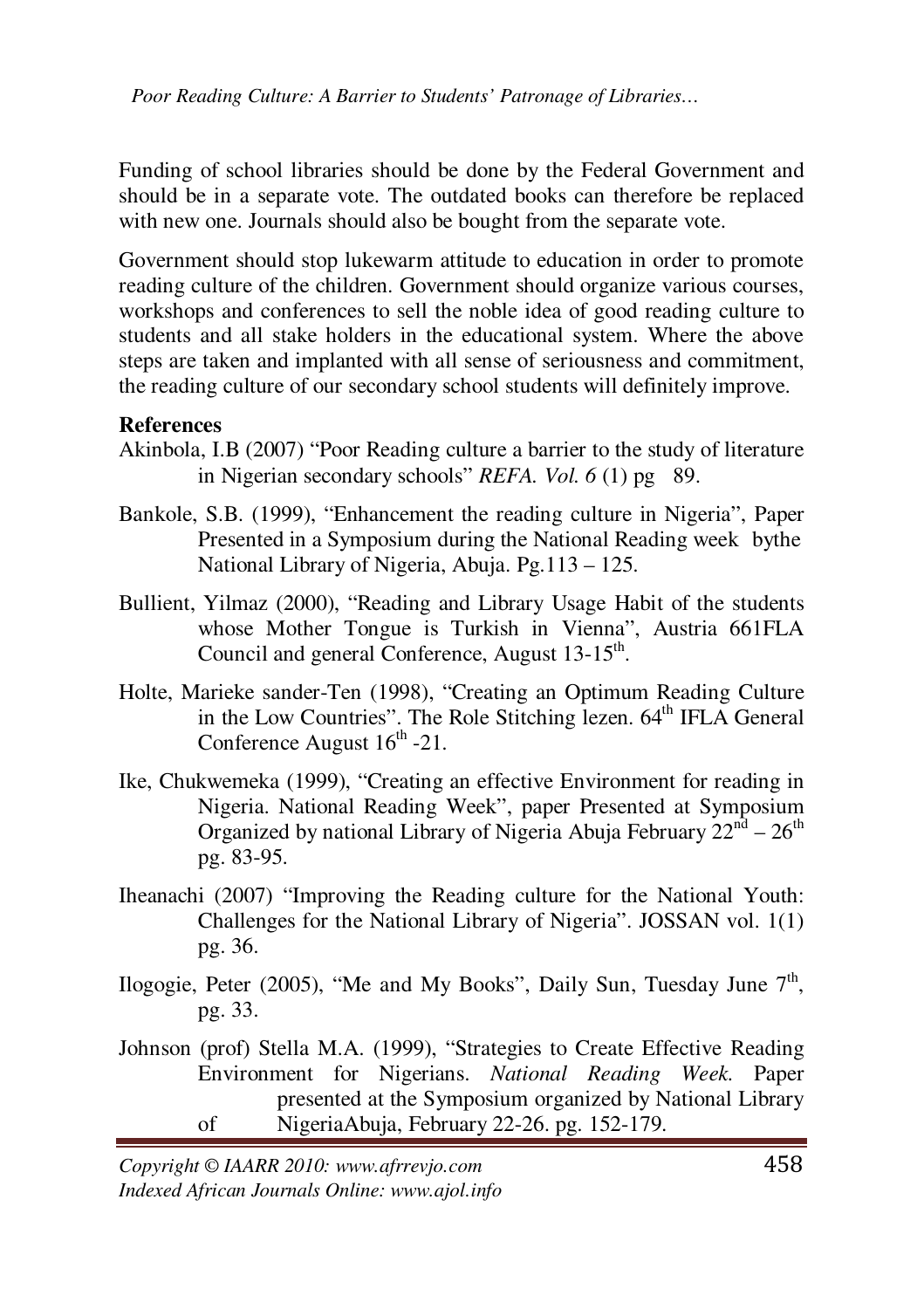Funding of school libraries should be done by the Federal Government and should be in a separate vote. The outdated books can therefore be replaced with new one. Journals should also be bought from the separate vote.

Government should stop lukewarm attitude to education in order to promote reading culture of the children. Government should organize various courses, workshops and conferences to sell the noble idea of good reading culture to students and all stake holders in the educational system. Where the above steps are taken and implanted with all sense of seriousness and commitment, the reading culture of our secondary school students will definitely improve.

**References**

Akinbola, I.B (2007) "Poor Reading culture a barrier to the study of literature in Nigerian secondary schools" *REFA. Vol. 6* (1) pg 89.

Bankole, S.B. (1999), "Enhancement the reading culture in Nigeria", Paper Presented in a Symposium during the National Reading week bythe National Library of Nigeria, Abuja. Pg.113 – 125.

Bullient, Yilmaz (2000), "Reading and Library Usage Habit of the students whose Mother Tongue is Turkish in Vienna", Austria 661FLA Council and general Conference, August 13-15th.

Holte, Marieke sander-Ten (1998), "Creating an Optimum Reading Culture in the Low Countries". The Role Stitching lezen. 64th IFLA General Conference August 16th -21.

Ike, Chukwemeka (1999), "Creating an effective Environment for reading in Nigeria. National Reading Week", paper Presented at Symposium Organized by national Library of Nigeria Abuja February 22nd – 26th pg. 83-95.

Iheanachi (2007) "Improving the Reading culture for the National Youth: Challenges for the National Library of Nigeria". JOSSAN vol. 1(1) pg. 36.

Ilogogie, Peter (2005), "Me and My Books", Daily Sun, Tuesday June 7th, pg. 33.

Johnson (prof) Stella M.A. (1999), "Strategies to Create Effective Reading Environment for Nigerians. *National Reading Week.* Paper presented at the Symposium organized by National Library of NigeriaAbuja, February 22-26. pg. 152-179.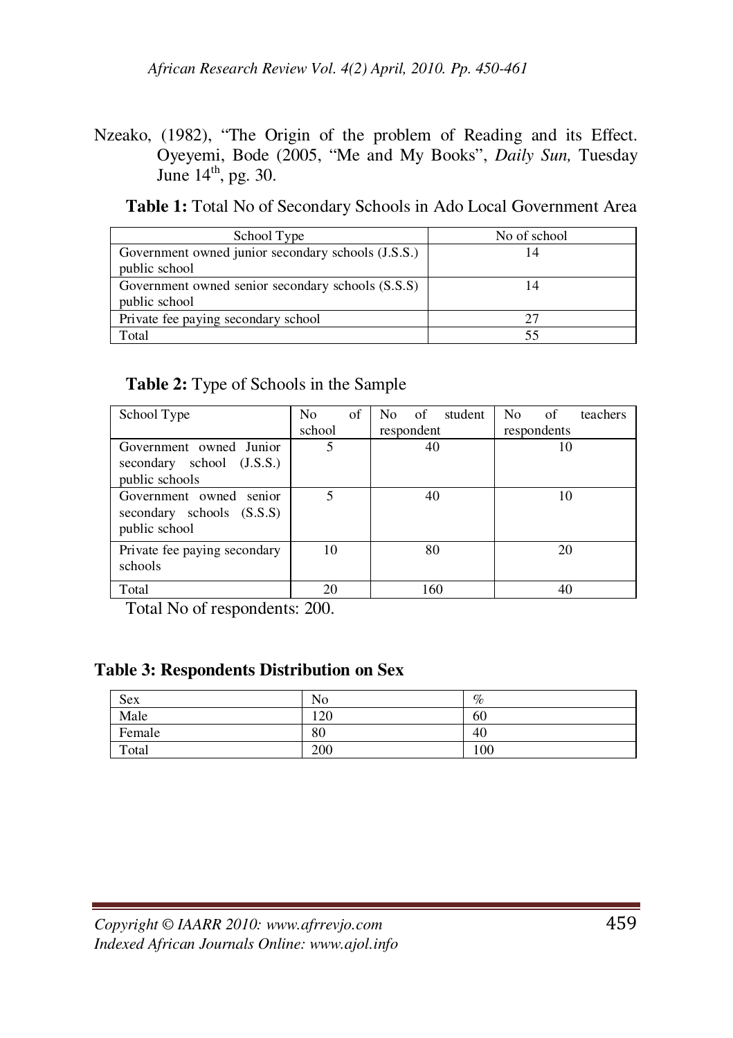Nzeako, (1982), "The Origin of the problem of Reading and its Effect. Oyeyemi, Bode (2005, "Me and My Books", *Daily Sun,* Tuesday June 14th, pg. 30.

**Table 1:** Total No of Secondary Schools in Ado Local Government Area

| School Type | No of school |
|---|---|
| Government owned junior secondary schools (J.S.S.) public school | 14 |
| Government owned senior secondary schools (S.S.S) public school | 14 |
| Private fee paying secondary school | 27 |
| Total | 55 |

**Table 2:** Type of Schools in the Sample

| School Type | No of school | No of student respondent | No of teachers respondents |
|---|---|---|---|
| Government owned Junior secondary school (J.S.S.) public schools | 5 | 40 | 10 |
| Government owned senior secondary schools (S.S.S) public school | 5 | 40 | 10 |
| Private fee paying secondary schools | 10 | 80 | 20 |
| Total | 20 | 160 | 40 |

Total No of respondents: 200.

**Table 3: Respondents Distribution on Sex**

| Sex | No | % |
|---|---|---|
| Male | 120 | 60 |
| Female | 80 | 40 |
| Total | 200 | 100 |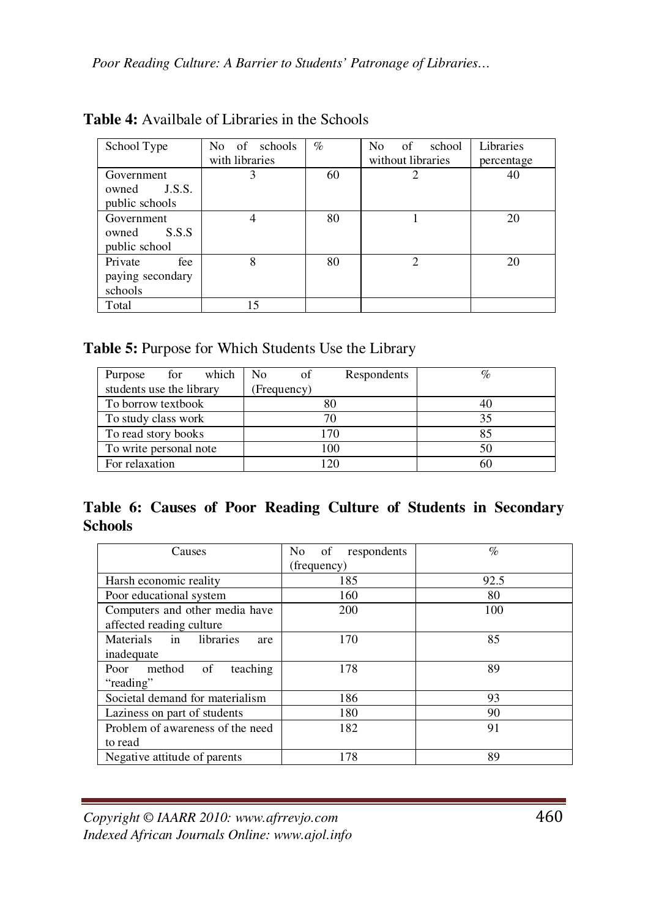**Table 4:** Availbale of Libraries in the Schools

| School Type | No of schools with libraries | % | No of school without libraries | Libraries percentage |
|---|---|---|---|---|
| Government owned J.S.S. public schools | 3 | 60 | 2 | 40 |
| Government owned S.S.S public school | 4 | 80 | 1 | 20 |
| Private fee paying secondary schools | 8 | 80 | 2 | 20 |
| Total | 15 | | | |

**Table 5:** Purpose for Which Students Use the Library

| Purpose for which students use the library | No of Respondents (Frequency) | % |
|---|---|---|
| To borrow textbook | 80 | 40 |
| To study class work | 70 | 35 |
| To read story books | 170 | 85 |
| To write personal note | 100 | 50 |
| For relaxation | 120 | 60 |

**Table 6: Causes of Poor Reading Culture of Students in Secondary Schools**

| Causes | No of respondents (frequency) | % |
|---|---|---|
| Harsh economic reality | 185 | 92.5 |
| Poor educational system | 160 | 80 |
| Computers and other media have affected reading culture | 200 | 100 |
| Materials in libraries are inadequate | 170 | 85 |
| Poor method of teaching "reading" | 178 | 89 |
| Societal demand for materialism | 186 | 93 |
| Laziness on part of students | 180 | 90 |
| Problem of awareness of the need to read | 182 | 91 |
| Negative attitude of parents | 178 | 89 |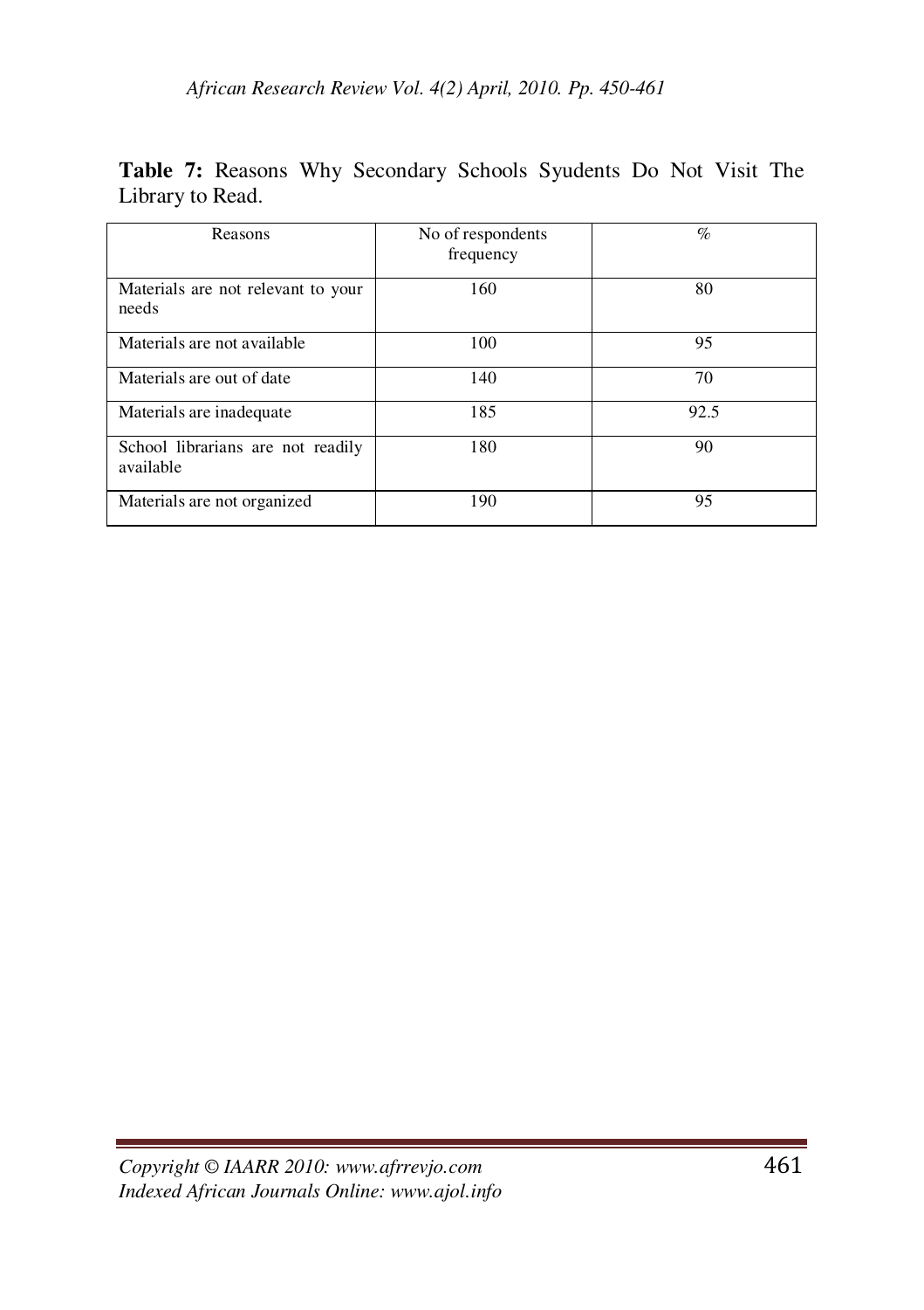**Table 7:** Reasons Why Secondary Schools Syudents Do Not Visit The Library to Read.

| Reasons | No of respondents frequency | % |
|---|---|---|
| Materials are not relevant to your needs | 160 | 80 |
| Materials are not available | 100 | 95 |
| Materials are out of date | 140 | 70 |
| Materials are inadequate | 185 | 92.5 |
| School librarians are not readily available | 180 | 90 |
| Materials are not organized | 190 | 95 |